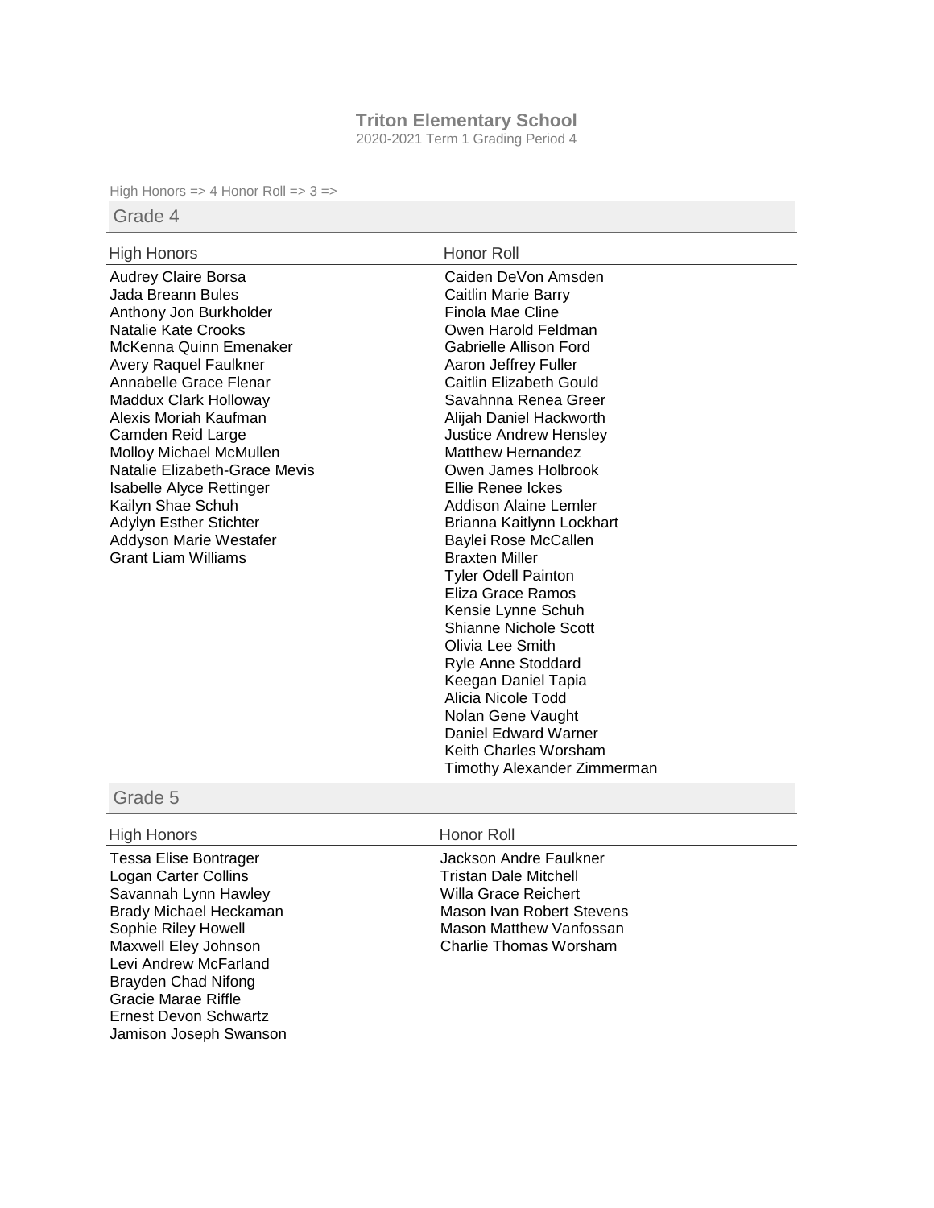# Triton Elementary School

2020-2021 Term 1 Grading Period 4

High Honors => 4 Honor Roll => 3 =>

## Grade 4

### High Honors

Audrey Claire Borsa
Jada Breann Bules
Anthony Jon Burkholder
Natalie Kate Crooks
McKenna Quinn Emenaker
Avery Raquel Faulkner
Annabelle Grace Flenar
Maddux Clark Holloway
Alexis Moriah Kaufman
Camden Reid Large
Molloy Michael McMullen
Natalie Elizabeth-Grace Mevis
Isabelle Alyce Rettinger
Kailyn Shae Schuh
Adylyn Esther Stichter
Addyson Marie Westafer
Grant Liam Williams

### Honor Roll

Caiden DeVon Amsden
Caitlin Marie Barry
Finola Mae Cline
Owen Harold Feldman
Gabrielle Allison Ford
Aaron Jeffrey Fuller
Caitlin Elizabeth Gould
Savahnna Renea Greer
Alijah Daniel Hackworth
Justice Andrew Hensley
Matthew Hernandez
Owen James Holbrook
Ellie Renee Ickes
Addison Alaine Lemler
Brianna Kaitlynn Lockhart
Baylei Rose McCallen
Braxten Miller
Tyler Odell Painton
Eliza Grace Ramos
Kensie Lynne Schuh
Shianne Nichole Scott
Olivia Lee Smith
Ryle Anne Stoddard
Keegan Daniel Tapia
Alicia Nicole Todd
Nolan Gene Vaught
Daniel Edward Warner
Keith Charles Worsham
Timothy Alexander Zimmerman

## Grade 5

### High Honors

Tessa Elise Bontrager
Logan Carter Collins
Savannah Lynn Hawley
Brady Michael Heckaman
Sophie Riley Howell
Maxwell Eley Johnson
Levi Andrew McFarland
Brayden Chad Nifong
Gracie Marae Riffle
Ernest Devon Schwartz
Jamison Joseph Swanson

### Honor Roll

Jackson Andre Faulkner
Tristan Dale Mitchell
Willa Grace Reichert
Mason Ivan Robert Stevens
Mason Matthew Vanfossan
Charlie Thomas Worsham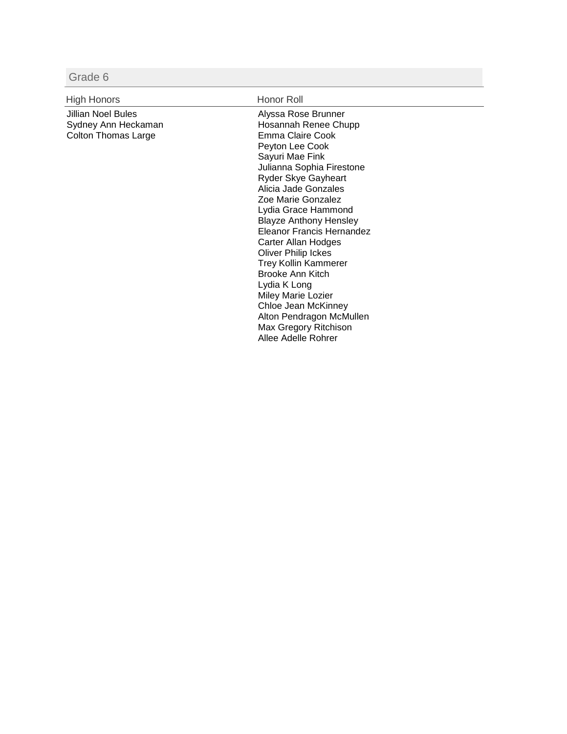## Grade 6

| High Honors | Honor Roll |
|---|---|
| Jillian Noel Bules | Alyssa Rose Brunner |
| Sydney Ann Heckaman | Hosannah Renee Chupp |
| Colton Thomas Large | Emma Claire Cook |
| | Peyton Lee Cook |
| | Sayuri Mae Fink |
| | Julianna Sophia Firestone |
| | Ryder Skye Gayheart |
| | Alicia Jade Gonzales |
| | Zoe Marie Gonzalez |
| | Lydia Grace Hammond |
| | Blayze Anthony Hensley |
| | Eleanor Francis Hernandez |
| | Carter Allan Hodges |
| | Oliver Philip Ickes |
| | Trey Kollin Kammerer |
| | Brooke Ann Kitch |
| | Lydia K Long |
| | Miley Marie Lozier |
| | Chloe Jean McKinney |
| | Alton Pendragon McMullen |
| | Max Gregory Ritchison |
| | Allee Adelle Rohrer |